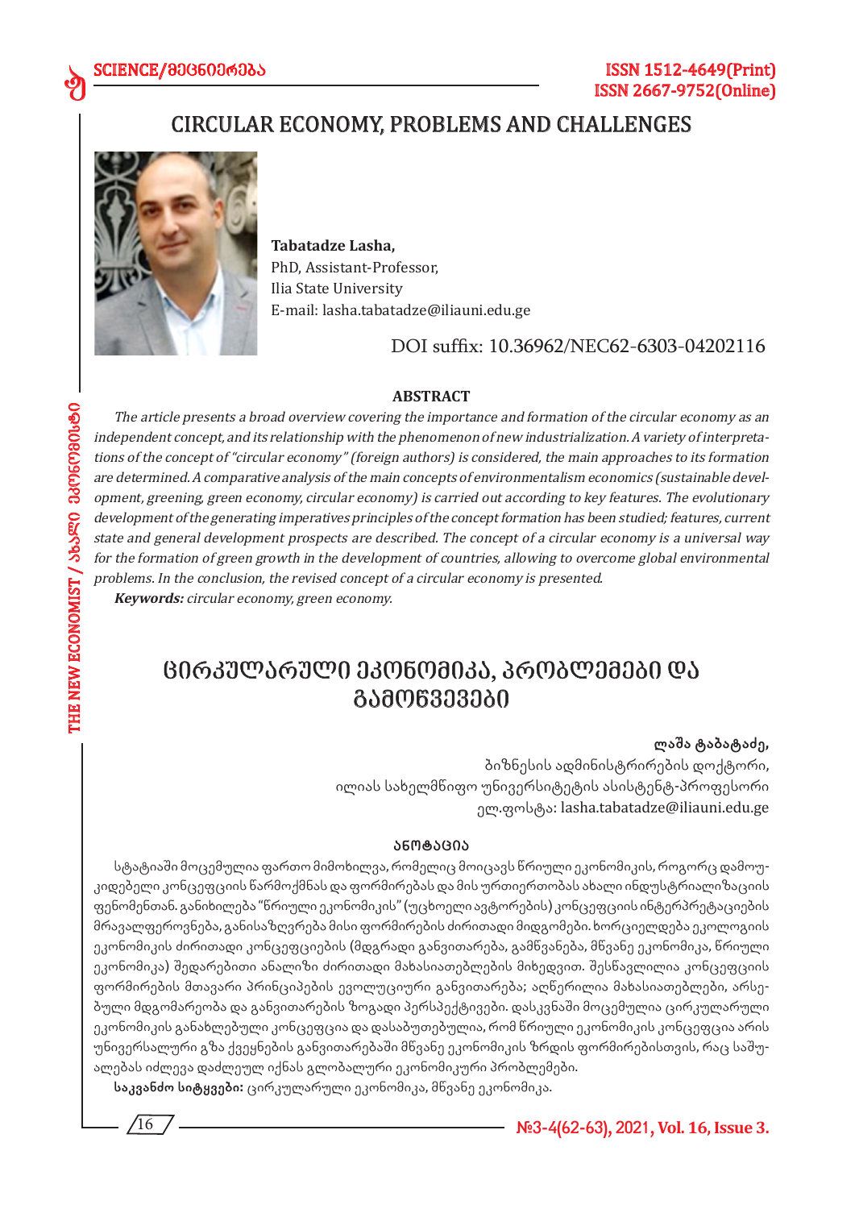# CIRCULAR ECONOMY, PROBLEMS AND CHALLENGES

**Tabatadze Lasha,**
PhD, Assistant-Professor,
Ilia State University
E-mail: lasha.tabatadze@iliauni.edu.ge

DOI suffix: 10.36962/NEC62-6303-04202116

### ABSTRACT

*The article presents a broad overview covering the importance and formation of the circular economy as an independent concept, and its relationship with the phenomenon of new industrialization. A variety of interpretations of the concept of "circular economy" (foreign authors) is considered, the main approaches to its formation are determined. A comparative analysis of the main concepts of environmentalism economics (sustainable development, greening, green economy, circular economy) is carried out according to key features. The evolutionary development of the generating imperatives principles of the concept formation has been studied; features, current state and general development prospects are described. The concept of a circular economy is a universal way for the formation of green growth in the development of countries, allowing to overcome global environmental problems. In the conclusion, the revised concept of a circular economy is presented.*

***Keywords:*** *circular economy, green economy.*

# ცირკულარული ეკონომიკა, პრობლემები და გამოწვევები

**ლაშა ტაბატაძე,**
ბიზნესის ადმინისტრირების დოქტორი,
ილიას სახელმწიფო უნივერსიტეტის ასისტენტ-პროფესორი
ელ.ფოსტა: lasha.tabatadze@iliauni.edu.ge

### ანოტაცია

სტატიაში მოცემულია ფართო მიმოხილვა, რომელიც მოიცავს წრიული ეკონომიკის, როგორც დამოუკიდებელი კონცეფციის წარმოქმნას და ფორმირებას და მის ურთიერთობას ახალი ინდუსტრიალიზაციის ფენომენთან. განიხილება "წრიული ეკონომიკის" (უცხოელი ავტორების) კონცეფციის ინტერპრეტაციების მრავალფეროვნება, განისაზღვრება მისი ფორმირების ძირითადი მიდგომები. ხორციელდება ეკოლოგიის ეკონომიკის ძირითადი კონცეფციების (მდგრადი განვითარება, გამწვანება, მწვანე ეკონომიკა, წრიული ეკონომიკა) შედარებითი ანალიზი ძირითადი მახასიათებლების მიხედვით. შესწავლილია კონცეფციის ფორმირების მთავარი პრინციპების ევოლუციური განვითარება; აღწერილია მახასიათებლები, არსებული მდგომარეობა და განვითარების ზოგადი პერსპექტივები. დასკვნაში მოცემულია ცირკულარული ეკონომიკის განახლებული კონცეფცია და დასაბუთებულია, რომ წრიული ეკონომიკის კონცეფცია არის უნივერსალური გზა ქვეყნების განვითარებაში მწვანე ეკონომიკის ზრდის ფორმირებისთვის, რაც საშუალებას იძლევა დაძლეულ იქნას გლობალური ეკონომიკური პრობლემები.

**საკვანძო სიტყვები:** ცირკულარული ეკონომიკა, მწვანე ეკონომიკა.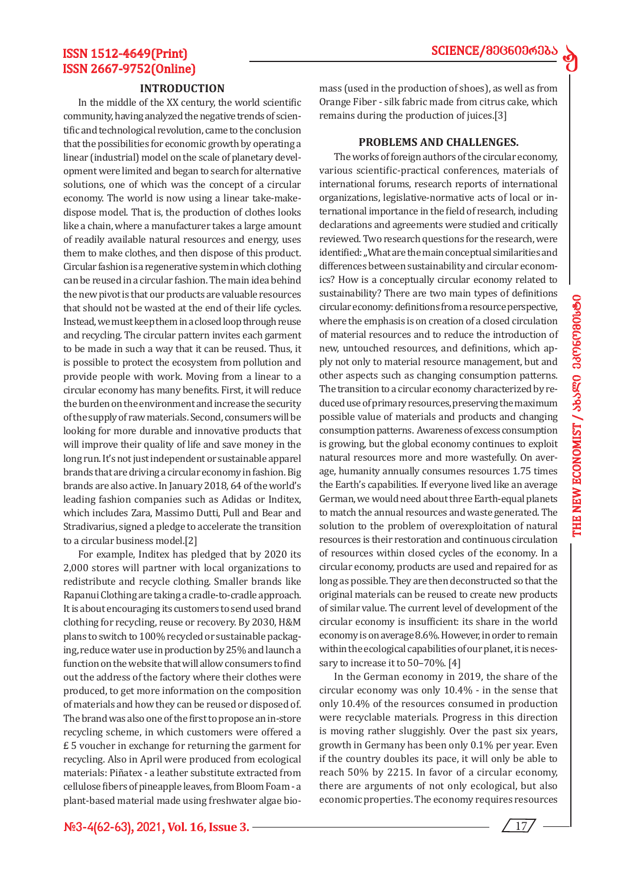## INTRODUCTION

In the middle of the XX century, the world scientific community, having analyzed the negative trends of scientific and technological revolution, came to the conclusion that the possibilities for economic growth by operating a linear (industrial) model on the scale of planetary development were limited and began to search for alternative solutions, one of which was the concept of a circular economy. The world is now using a linear take-make-dispose model. That is, the production of clothes looks like a chain, where a manufacturer takes a large amount of readily available natural resources and energy, uses them to make clothes, and then dispose of this product. Circular fashion is a regenerative system in which clothing can be reused in a circular fashion. The main idea behind the new pivot is that our products are valuable resources that should not be wasted at the end of their life cycles. Instead, we must keep them in a closed loop through reuse and recycling. The circular pattern invites each garment to be made in such a way that it can be reused. Thus, it is possible to protect the ecosystem from pollution and provide people with work. Moving from a linear to a circular economy has many benefits. First, it will reduce the burden on the environment and increase the security of the supply of raw materials. Second, consumers will be looking for more durable and innovative products that will improve their quality of life and save money in the long run. It's not just independent or sustainable apparel brands that are driving a circular economy in fashion. Big brands are also active. In January 2018, 64 of the world's leading fashion companies such as Adidas or Inditex, which includes Zara, Massimo Dutti, Pull and Bear and Stradivarius, signed a pledge to accelerate the transition to a circular business model.[2]

For example, Inditex has pledged that by 2020 its 2,000 stores will partner with local organizations to redistribute and recycle clothing. Smaller brands like Rapanui Clothing are taking a cradle-to-cradle approach. It is about encouraging its customers to send used brand clothing for recycling, reuse or recovery. By 2030, H&M plans to switch to 100% recycled or sustainable packaging, reduce water use in production by 25% and launch a function on the website that will allow consumers to find out the address of the factory where their clothes were produced, to get more information on the composition of materials and how they can be reused or disposed of. The brand was also one of the first to propose an in-store recycling scheme, in which customers were offered a £ 5 voucher in exchange for returning the garment for recycling. Also in April were produced from ecological materials: Piñatex - a leather substitute extracted from cellulose fibers of pineapple leaves, from Bloom Foam - a plant-based material made using freshwater algae biomass (used in the production of shoes), as well as from Orange Fiber - silk fabric made from citrus cake, which remains during the production of juices.[3]

## PROBLEMS AND CHALLENGES.

The works of foreign authors of the circular economy, various scientific-practical conferences, materials of international forums, research reports of international organizations, legislative-normative acts of local or international importance in the field of research, including declarations and agreements were studied and critically reviewed. Two research questions for the research, were identified: „What are the main conceptual similarities and differences between sustainability and circular economics? How is a conceptually circular economy related to sustainability? There are two main types of definitions circular economy: definitions from a resource perspective, where the emphasis is on creation of a closed circulation of material resources and to reduce the introduction of new, untouched resources, and definitions, which apply not only to material resource management, but and other aspects such as changing consumption patterns. The transition to a circular economy characterized by reduced use of primary resources, preserving the maximum possible value of materials and products and changing consumption patterns. Awareness of excess consumption is growing, but the global economy continues to exploit natural resources more and more wastefully. On average, humanity annually consumes resources 1.75 times the Earth's capabilities. If everyone lived like an average German, we would need about three Earth-equal planets to match the annual resources and waste generated. The solution to the problem of overexploitation of natural resources is their restoration and continuous circulation of resources within closed cycles of the economy. In a circular economy, products are used and repaired for as long as possible. They are then deconstructed so that the original materials can be reused to create new products of similar value. The current level of development of the circular economy is insufficient: its share in the world economy is on average 8.6%. However, in order to remain within the ecological capabilities of our planet, it is necessary to increase it to 50–70%. [4]

In the German economy in 2019, the share of the circular economy was only 10.4% - in the sense that only 10.4% of the resources consumed in production were recyclable materials. Progress in this direction is moving rather sluggishly. Over the past six years, growth in Germany has been only 0.1% per year. Even if the country doubles its pace, it will only be able to reach 50% by 2215. In favor of a circular economy, there are arguments of not only ecological, but also economic properties. The economy requires resources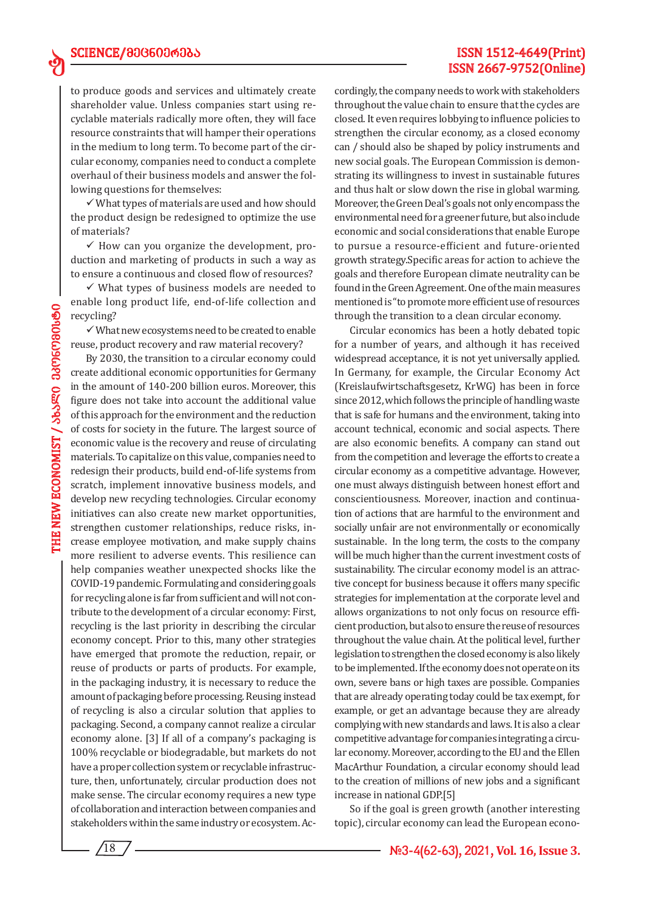to produce goods and services and ultimately create shareholder value. Unless companies start using recyclable materials radically more often, they will face resource constraints that will hamper their operations in the medium to long term. To become part of the circular economy, companies need to conduct a complete overhaul of their business models and answer the following questions for themselves:

✓ What types of materials are used and how should the product design be redesigned to optimize the use of materials?

✓ How can you organize the development, production and marketing of products in such a way as to ensure a continuous and closed flow of resources?

✓ What types of business models are needed to enable long product life, end-of-life collection and recycling?

✓ What new ecosystems need to be created to enable reuse, product recovery and raw material recovery?

By 2030, the transition to a circular economy could create additional economic opportunities for Germany in the amount of 140-200 billion euros. Moreover, this figure does not take into account the additional value of this approach for the environment and the reduction of costs for society in the future. The largest source of economic value is the recovery and reuse of circulating materials. To capitalize on this value, companies need to redesign their products, build end-of-life systems from scratch, implement innovative business models, and develop new recycling technologies. Circular economy initiatives can also create new market opportunities, strengthen customer relationships, reduce risks, increase employee motivation, and make supply chains more resilient to adverse events. This resilience can help companies weather unexpected shocks like the COVID-19 pandemic. Formulating and considering goals for recycling alone is far from sufficient and will not contribute to the development of a circular economy: First, recycling is the last priority in describing the circular economy concept. Prior to this, many other strategies have emerged that promote the reduction, repair, or reuse of products or parts of products. For example, in the packaging industry, it is necessary to reduce the amount of packaging before processing. Reusing instead of recycling is also a circular solution that applies to packaging. Second, a company cannot realize a circular economy alone. [3] If all of a company's packaging is 100% recyclable or biodegradable, but markets do not have a proper collection system or recyclable infrastructure, then, unfortunately, circular production does not make sense. The circular economy requires a new type of collaboration and interaction between companies and stakeholders within the same industry or ecosystem. Accordingly, the company needs to work with stakeholders throughout the value chain to ensure that the cycles are closed. It even requires lobbying to influence policies to strengthen the circular economy, as a closed economy can / should also be shaped by policy instruments and new social goals. The European Commission is demonstrating its willingness to invest in sustainable futures and thus halt or slow down the rise in global warming. Moreover, the Green Deal's goals not only encompass the environmental need for a greener future, but also include economic and social considerations that enable Europe to pursue a resource-efficient and future-oriented growth strategy.Specific areas for action to achieve the goals and therefore European climate neutrality can be found in the Green Agreement. One of the main measures mentioned is "to promote more efficient use of resources through the transition to a clean circular economy.

Circular economics has been a hotly debated topic for a number of years, and although it has received widespread acceptance, it is not yet universally applied. In Germany, for example, the Circular Economy Act (Kreislaufwirtschaftsgesetz, KrWG) has been in force since 2012, which follows the principle of handling waste that is safe for humans and the environment, taking into account technical, economic and social aspects. There are also economic benefits. A company can stand out from the competition and leverage the efforts to create a circular economy as a competitive advantage. However, one must always distinguish between honest effort and conscientiousness. Moreover, inaction and continuation of actions that are harmful to the environment and socially unfair are not environmentally or economically sustainable. In the long term, the costs to the company will be much higher than the current investment costs of sustainability. The circular economy model is an attractive concept for business because it offers many specific strategies for implementation at the corporate level and allows organizations to not only focus on resource efficient production, but also to ensure the reuse of resources throughout the value chain. At the political level, further legislation to strengthen the closed economy is also likely to be implemented. If the economy does not operate on its own, severe bans or high taxes are possible. Companies that are already operating today could be tax exempt, for example, or get an advantage because they are already complying with new standards and laws. It is also a clear competitive advantage for companies integrating a circular economy. Moreover, according to the EU and the Ellen MacArthur Foundation, a circular economy should lead to the creation of millions of new jobs and a significant increase in national GDP.[5]

So if the goal is green growth (another interesting topic), circular economy can lead the European econo-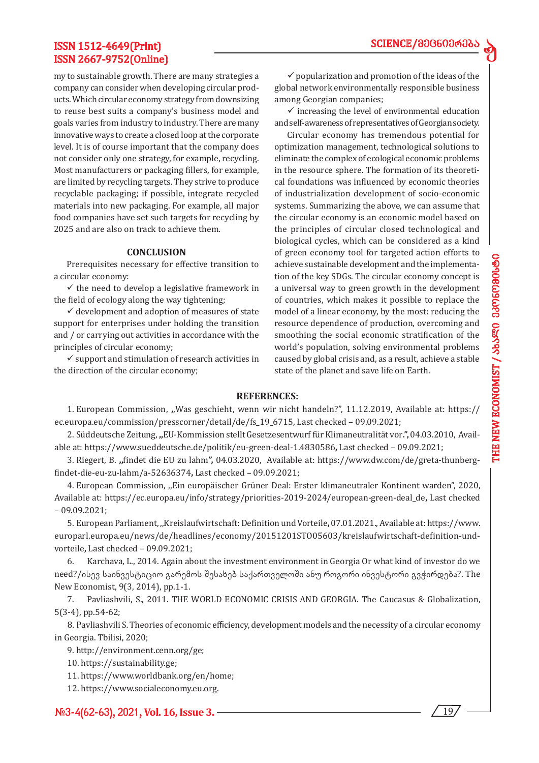my to sustainable growth. There are many strategies a company can consider when developing circular products. Which circular economy strategy from downsizing to reuse best suits a company's business model and goals varies from industry to industry. There are many innovative ways to create a closed loop at the corporate level. It is of course important that the company does not consider only one strategy, for example, recycling. Most manufacturers or packaging fillers, for example, are limited by recycling targets. They strive to produce recyclable packaging; if possible, integrate recycled materials into new packaging. For example, all major food companies have set such targets for recycling by 2025 and are also on track to achieve them.

### CONCLUSION

Prerequisites necessary for effective transition to a circular economy:

✓ the need to develop a legislative framework in the field of ecology along the way tightening;

✓ development and adoption of measures of state support for enterprises under holding the transition and / or carrying out activities in accordance with the principles of circular economy;

✓ support and stimulation of research activities in the direction of the circular economy;

✓ popularization and promotion of the ideas of the global network environmentally responsible business among Georgian companies;

✓ increasing the level of environmental education and self-awareness of representatives of Georgian society.

Circular economy has tremendous potential for optimization management, technological solutions to eliminate the complex of ecological economic problems in the resource sphere. The formation of its theoretical foundations was influenced by economic theories of industrialization development of socio-economic systems. Summarizing the above, we can assume that the circular economy is an economic model based on the principles of circular closed technological and biological cycles, which can be considered as a kind of green economy tool for targeted action efforts to achieve sustainable development and the implementation of the key SDGs. The circular economy concept is a universal way to green growth in the development of countries, which makes it possible to replace the model of a linear economy, by the most: reducing the resource dependence of production, overcoming and smoothing the social economic stratification of the world's population, solving environmental problems caused by global crisis and, as a result, achieve a stable state of the planet and save life on Earth.

### REFERENCES:

1. European Commission, **„**Was geschieht, wenn wir nicht handeln?", 11.12.2019, Available at: https://ec.europa.eu/commission/presscorner/detail/de/fs_19_6715, Last checked – 09.09.2021;

2. Süddeutsche Zeitung, **„**EU-Kommission stellt Gesetzesentwurf für Klimaneutralität vor**.",** 04.03.2010, Available at: https://www.sueddeutsche.de/politik/eu-green-deal-1.4830586**,** Last checked – 09.09.2021;

3. Riegert, B. **„**findet die EU zu lahm**",** 04.03.2020, Available at: https://www.dw.com/de/greta-thunberg-findet-die-eu-zu-lahm/a-52636374**,** Last checked – 09.09.2021;

4. European Commission, „Ein europäischer Grüner Deal: Erster klimaneutraler Kontinent warden", 2020, Available at: https://ec.europa.eu/info/strategy/priorities-2019-2024/european-green-deal_de**,** Last checked – 09.09.2021;

5. European Parliament, „Kreislaufwirtschaft: Definition und Vorteile**,** 07.01.2021., Available at: https://www.europarl.europa.eu/news/de/headlines/economy/20151201STO05603/kreislaufwirtschaft-definition-und-vorteile**,** Last checked – 09.09.2021;

6. Karchava, L., 2014. Again about the investment environment in Georgia Or what kind of investor do we need?/ისევ საინვესტიციო გარემოს შესახებ საქართველოში ანუ როგორი ინვესტორი გვჭირდება?. The New Economist, 9(3, 2014), pp.1-1.

7. Pavliashvili, S., 2011. THE WORLD ECONOMIC CRISIS AND GEORGIA. The Caucasus & Globalization, 5(3-4), pp.54-62;

8. Pavliashvili S. Theories of economic efficiency, development models and the necessity of a circular economy in Georgia. Tbilisi, 2020;

9. http://environment.cenn.org/ge;

10. https://sustainability.ge;

11. https://www.worldbank.org/en/home;

12. https://www.socialeconomy.eu.org.